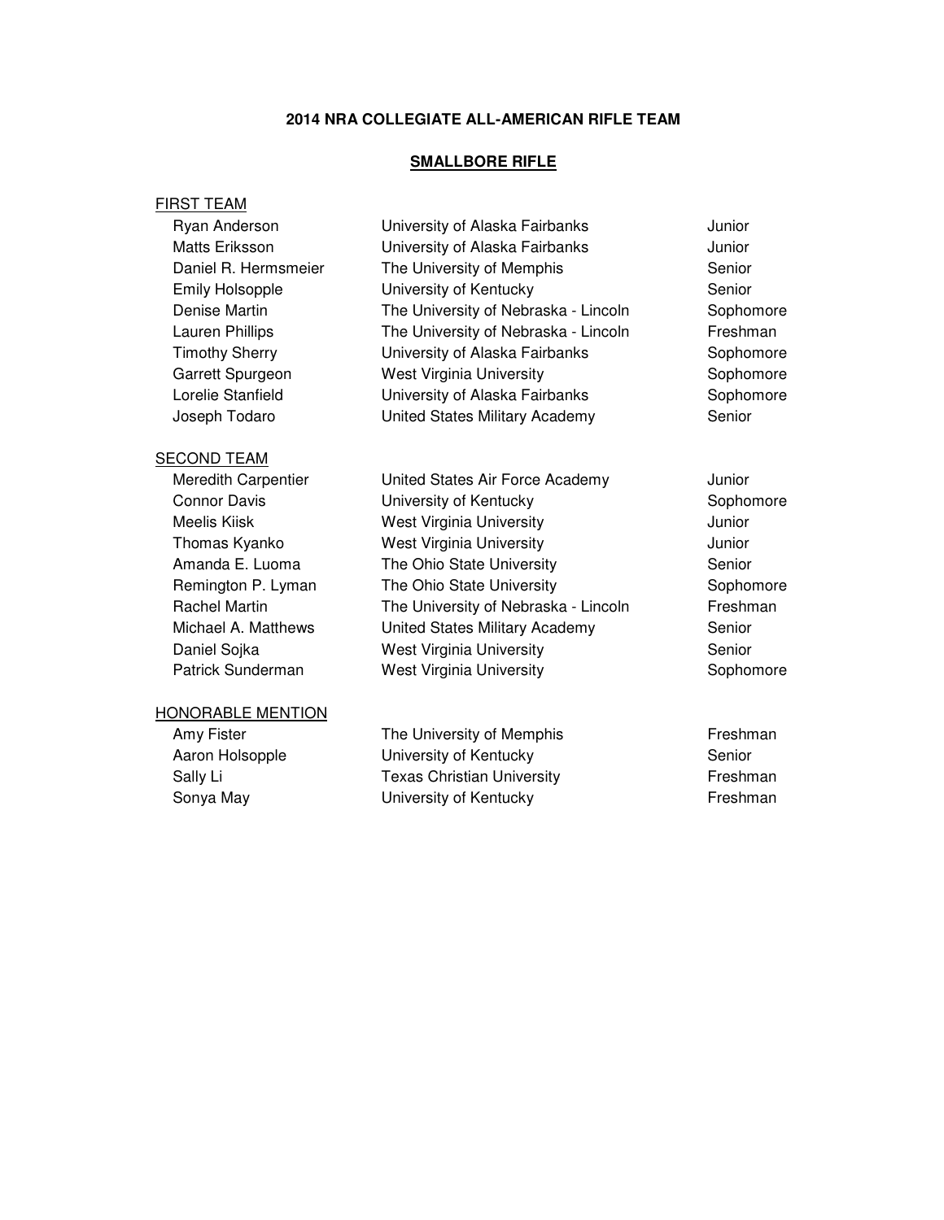# 2014 NRA COLLEGIATE ALL-AMERICAN RIFLE TEAM

## SMALLBORE RIFLE

### FIRST TEAM

| Name | School | Class |
|---|---|---|
| Ryan Anderson | University of Alaska Fairbanks | Junior |
| Matts Eriksson | University of Alaska Fairbanks | Junior |
| Daniel R. Hermsmeier | The University of Memphis | Senior |
| Emily Holsopple | University of Kentucky | Senior |
| Denise Martin | The University of Nebraska - Lincoln | Sophomore |
| Lauren Phillips | The University of Nebraska - Lincoln | Freshman |
| Timothy Sherry | University of Alaska Fairbanks | Sophomore |
| Garrett Spurgeon | West Virginia University | Sophomore |
| Lorelie Stanfield | University of Alaska Fairbanks | Sophomore |
| Joseph Todaro | United States Military Academy | Senior |

### SECOND TEAM

| Name | School | Class |
|---|---|---|
| Meredith Carpentier | United States Air Force Academy | Junior |
| Connor Davis | University of Kentucky | Sophomore |
| Meelis Kiisk | West Virginia University | Junior |
| Thomas Kyanko | West Virginia University | Junior |
| Amanda E. Luoma | The Ohio State University | Senior |
| Remington P. Lyman | The Ohio State University | Sophomore |
| Rachel Martin | The University of Nebraska - Lincoln | Freshman |
| Michael A. Matthews | United States Military Academy | Senior |
| Daniel Sojka | West Virginia University | Senior |
| Patrick Sunderman | West Virginia University | Sophomore |

### HONORABLE MENTION

| Name | School | Class |
|---|---|---|
| Amy Fister | The University of Memphis | Freshman |
| Aaron Holsopple | University of Kentucky | Senior |
| Sally Li | Texas Christian University | Freshman |
| Sonya May | University of Kentucky | Freshman |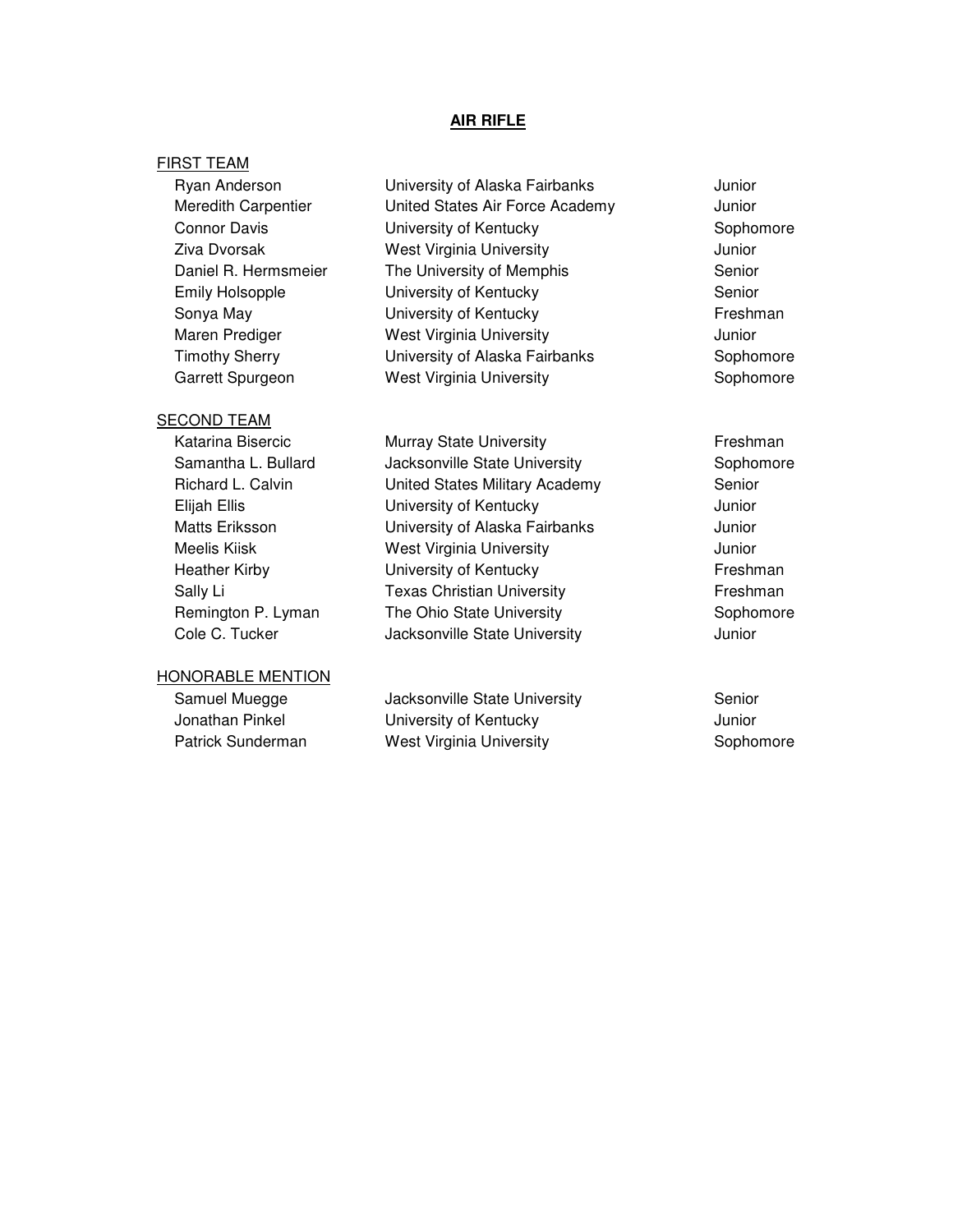## AIR RIFLE

### FIRST TEAM

| Name | School | Class |
|---|---|---|
| Ryan Anderson | University of Alaska Fairbanks | Junior |
| Meredith Carpentier | United States Air Force Academy | Junior |
| Connor Davis | University of Kentucky | Sophomore |
| Ziva Dvorsak | West Virginia University | Junior |
| Daniel R. Hermsmeier | The University of Memphis | Senior |
| Emily Holsopple | University of Kentucky | Senior |
| Sonya May | University of Kentucky | Freshman |
| Maren Prediger | West Virginia University | Junior |
| Timothy Sherry | University of Alaska Fairbanks | Sophomore |
| Garrett Spurgeon | West Virginia University | Sophomore |

### SECOND TEAM

| Name | School | Class |
|---|---|---|
| Katarina Bisercic | Murray State University | Freshman |
| Samantha L. Bullard | Jacksonville State University | Sophomore |
| Richard L. Calvin | United States Military Academy | Senior |
| Elijah Ellis | University of Kentucky | Junior |
| Matts Eriksson | University of Alaska Fairbanks | Junior |
| Meelis Kiisk | West Virginia University | Junior |
| Heather Kirby | University of Kentucky | Freshman |
| Sally Li | Texas Christian University | Freshman |
| Remington P. Lyman | The Ohio State University | Sophomore |
| Cole C. Tucker | Jacksonville State University | Junior |

### HONORABLE MENTION

| Name | School | Class |
|---|---|---|
| Samuel Muegge | Jacksonville State University | Senior |
| Jonathan Pinkel | University of Kentucky | Junior |
| Patrick Sunderman | West Virginia University | Sophomore |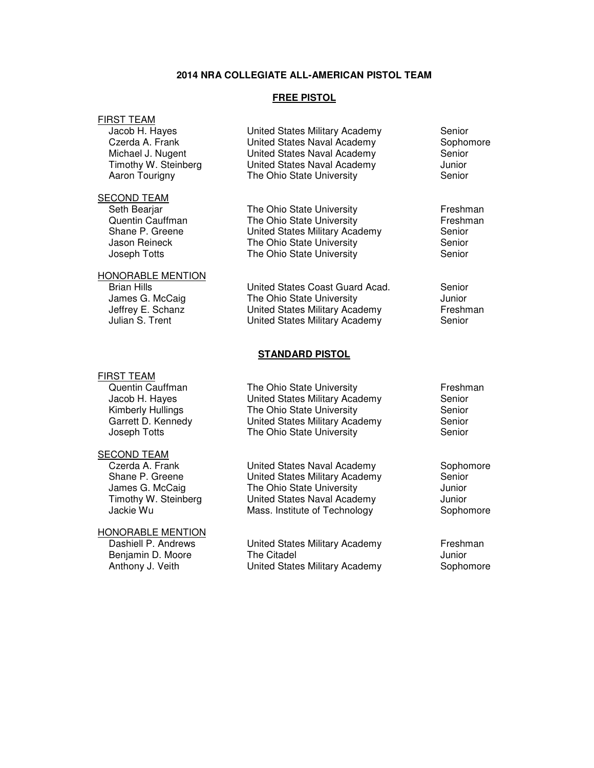# 2014 NRA COLLEGIATE ALL-AMERICAN PISTOL TEAM

## FREE PISTOL

### FIRST TEAM

| Name | School | Class |
|---|---|---|
| Jacob H. Hayes | United States Military Academy | Senior |
| Czerda A. Frank | United States Naval Academy | Sophomore |
| Michael J. Nugent | United States Naval Academy | Senior |
| Timothy W. Steinberg | United States Naval Academy | Junior |
| Aaron Tourigny | The Ohio State University | Senior |

### SECOND TEAM

| Name | School | Class |
|---|---|---|
| Seth Bearjar | The Ohio State University | Freshman |
| Quentin Cauffman | The Ohio State University | Freshman |
| Shane P. Greene | United States Military Academy | Senior |
| Jason Reineck | The Ohio State University | Senior |
| Joseph Totts | The Ohio State University | Senior |

### HONORABLE MENTION

| Name | School | Class |
|---|---|---|
| Brian Hills | United States Coast Guard Acad. | Senior |
| James G. McCaig | The Ohio State University | Junior |
| Jeffrey E. Schanz | United States Military Academy | Freshman |
| Julian S. Trent | United States Military Academy | Senior |

## STANDARD PISTOL

### FIRST TEAM

| Name | School | Class |
|---|---|---|
| Quentin Cauffman | The Ohio State University | Freshman |
| Jacob H. Hayes | United States Military Academy | Senior |
| Kimberly Hullings | The Ohio State University | Senior |
| Garrett D. Kennedy | United States Military Academy | Senior |
| Joseph Totts | The Ohio State University | Senior |

### SECOND TEAM

| Name | School | Class |
|---|---|---|
| Czerda A. Frank | United States Naval Academy | Sophomore |
| Shane P. Greene | United States Military Academy | Senior |
| James G. McCaig | The Ohio State University | Junior |
| Timothy W. Steinberg | United States Naval Academy | Junior |
| Jackie Wu | Mass. Institute of Technology | Sophomore |

### HONORABLE MENTION

| Name | School | Class |
|---|---|---|
| Dashiell P. Andrews | United States Military Academy | Freshman |
| Benjamin D. Moore | The Citadel | Junior |
| Anthony J. Veith | United States Military Academy | Sophomore |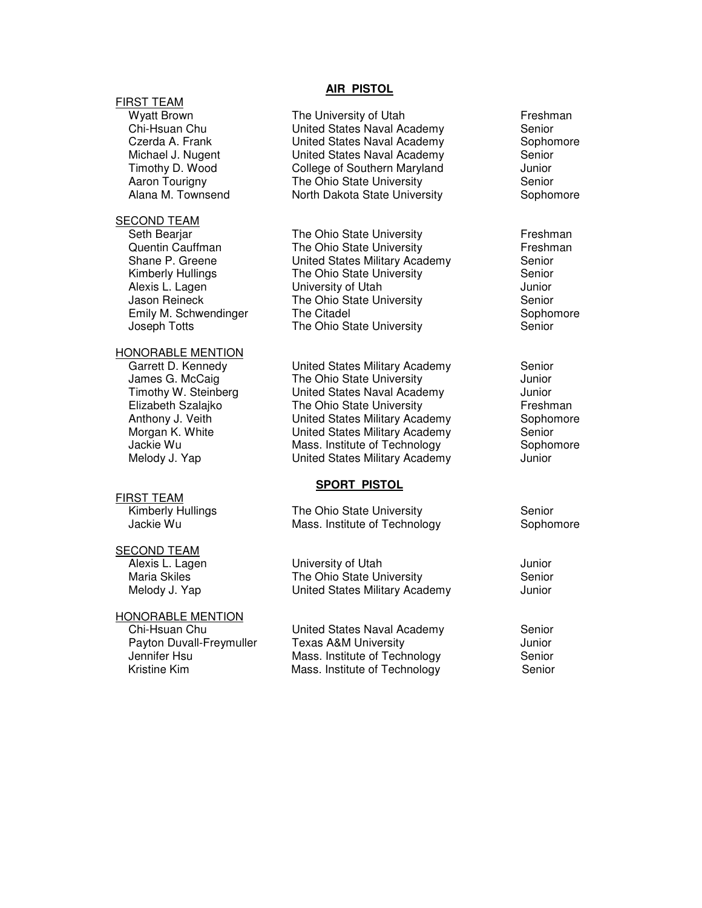## AIR PISTOL

### FIRST TEAM

| Name | School | Class |
|---|---|---|
| Wyatt Brown | The University of Utah | Freshman |
| Chi-Hsuan Chu | United States Naval Academy | Senior |
| Czerda A. Frank | United States Naval Academy | Sophomore |
| Michael J. Nugent | United States Naval Academy | Senior |
| Timothy D. Wood | College of Southern Maryland | Junior |
| Aaron Tourigny | The Ohio State University | Senior |
| Alana M. Townsend | North Dakota State University | Sophomore |

### SECOND TEAM

| Name | School | Class |
|---|---|---|
| Seth Bearjar | The Ohio State University | Freshman |
| Quentin Cauffman | The Ohio State University | Freshman |
| Shane P. Greene | United States Military Academy | Senior |
| Kimberly Hullings | The Ohio State University | Senior |
| Alexis L. Lagen | University of Utah | Junior |
| Jason Reineck | The Ohio State University | Senior |
| Emily M. Schwendinger | The Citadel | Sophomore |
| Joseph Totts | The Ohio State University | Senior |

### HONORABLE MENTION

| Name | School | Class |
|---|---|---|
| Garrett D. Kennedy | United States Military Academy | Senior |
| James G. McCaig | The Ohio State University | Junior |
| Timothy W. Steinberg | United States Naval Academy | Junior |
| Elizabeth Szalajko | The Ohio State University | Freshman |
| Anthony J. Veith | United States Military Academy | Sophomore |
| Morgan K. White | United States Military Academy | Senior |
| Jackie Wu | Mass. Institute of Technology | Sophomore |
| Melody J. Yap | United States Military Academy | Junior |

## SPORT PISTOL

### FIRST TEAM

| Name | School | Class |
|---|---|---|
| Kimberly Hullings | The Ohio State University | Senior |
| Jackie Wu | Mass. Institute of Technology | Sophomore |

### SECOND TEAM

| Name | School | Class |
|---|---|---|
| Alexis L. Lagen | University of Utah | Junior |
| Maria Skiles | The Ohio State University | Senior |
| Melody J. Yap | United States Military Academy | Junior |

### HONORABLE MENTION

| Name | School | Class |
|---|---|---|
| Chi-Hsuan Chu | United States Naval Academy | Senior |
| Payton Duvall-Freymuller | Texas A&M University | Junior |
| Jennifer Hsu | Mass. Institute of Technology | Senior |
| Kristine Kim | Mass. Institute of Technology | Senior |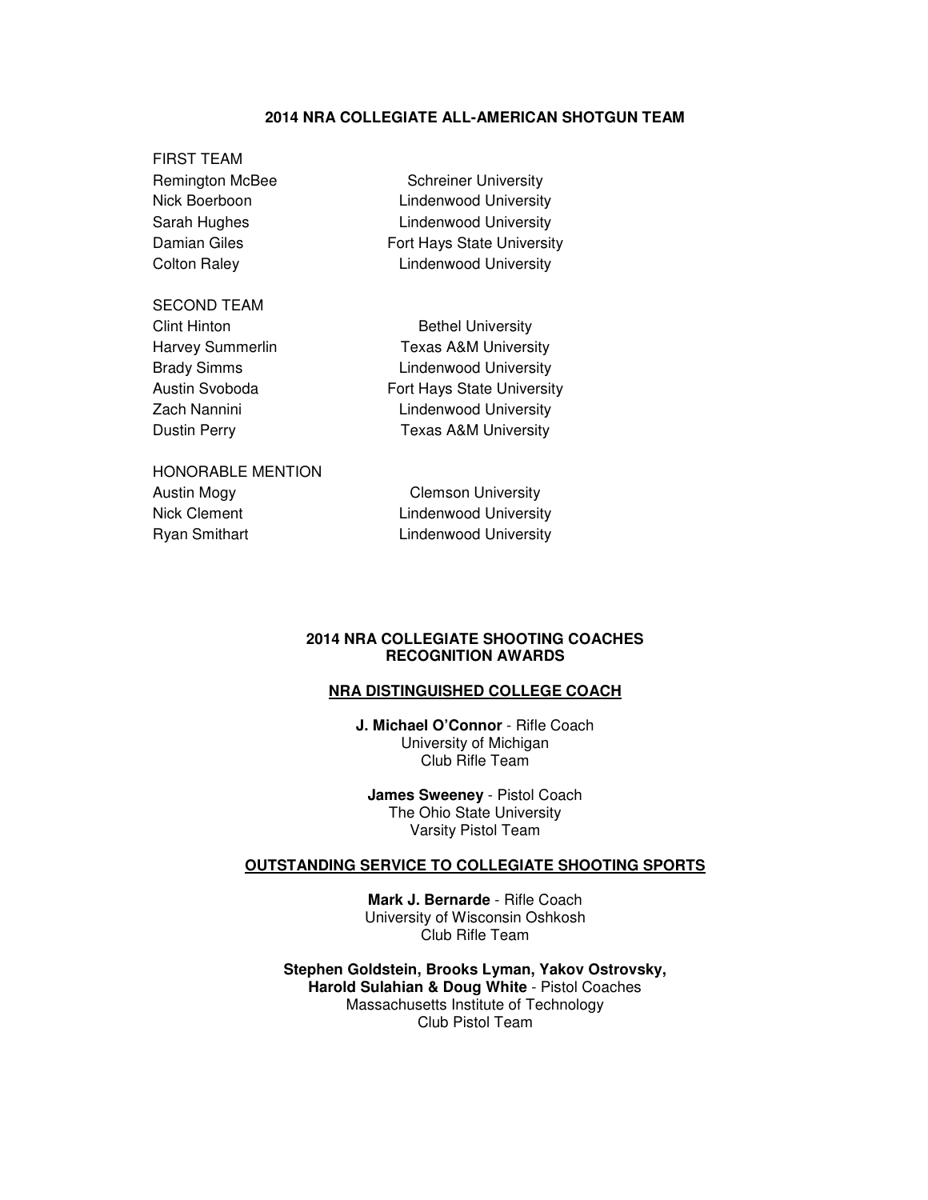## 2014 NRA COLLEGIATE ALL-AMERICAN SHOTGUN TEAM

FIRST TEAM

| | |
|---|---|
| Remington McBee | Schreiner University |
| Nick Boerboon | Lindenwood University |
| Sarah Hughes | Lindenwood University |
| Damian Giles | Fort Hays State University |
| Colton Raley | Lindenwood University |

SECOND TEAM

| | |
|---|---|
| Clint Hinton | Bethel University |
| Harvey Summerlin | Texas A&M University |
| Brady Simms | Lindenwood University |
| Austin Svoboda | Fort Hays State University |
| Zach Nannini | Lindenwood University |
| Dustin Perry | Texas A&M University |

HONORABLE MENTION

| | |
|---|---|
| Austin Mogy | Clemson University |
| Nick Clement | Lindenwood University |
| Ryan Smithart | Lindenwood University |

## 2014 NRA COLLEGIATE SHOOTING COACHES RECOGNITION AWARDS

### NRA DISTINGUISHED COLLEGE COACH

**J. Michael O'Connor** - Rifle Coach
University of Michigan
Club Rifle Team

**James Sweeney** - Pistol Coach
The Ohio State University
Varsity Pistol Team

### OUTSTANDING SERVICE TO COLLEGIATE SHOOTING SPORTS

**Mark J. Bernarde** - Rifle Coach
University of Wisconsin Oshkosh
Club Rifle Team

**Stephen Goldstein, Brooks Lyman, Yakov Ostrovsky, Harold Sulahian & Doug White** - Pistol Coaches
Massachusetts Institute of Technology
Club Pistol Team